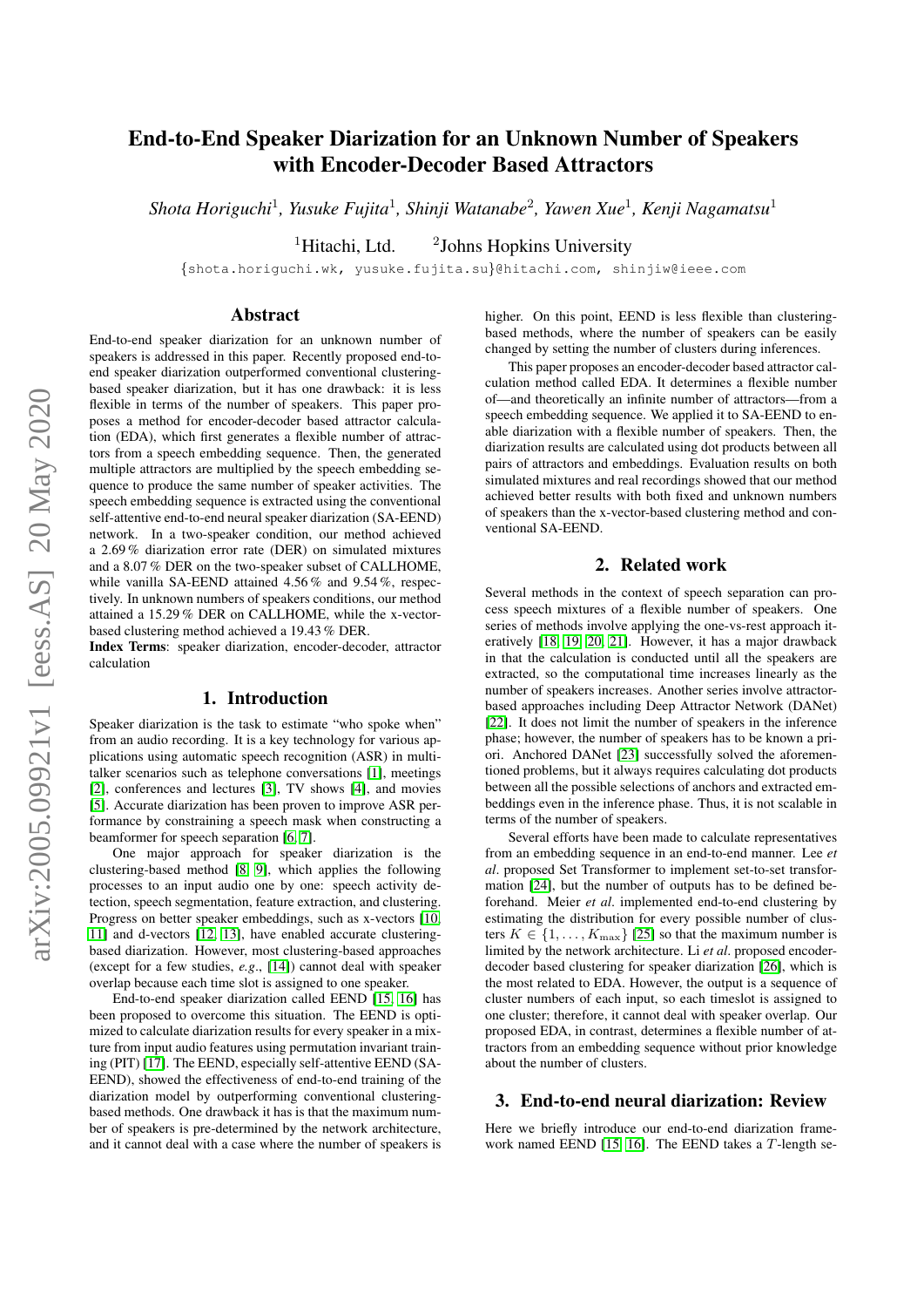# End-to-End Speaker Diarization for an Unknown Number of Speakers with Encoder-Decoder Based Attractors

*Shota Horiguchi*[1], *Yusuke Fujita*[1], *Shinji Watanabe*[2], *Yawen Xue*[1], *Kenji Nagamatsu*[1]

[1]Hitachi, Ltd. [2]Johns Hopkins University

{shota.horiguchi.wk, yusuke.fujita.su}@hitachi.com, shinjiw@ieee.com

## Abstract

End-to-end speaker diarization for an unknown number of speakers is addressed in this paper. Recently proposed end-to-end speaker diarization outperformed conventional clustering-based speaker diarization, but it has one drawback: it is less flexible in terms of the number of speakers. This paper proposes a method for encoder-decoder based attractor calculation (EDA), which first generates a flexible number of attractors from a speech embedding sequence. Then, the generated multiple attractors are multiplied by the speech embedding sequence to produce the same number of speaker activities. The speech embedding sequence is extracted using the conventional self-attentive end-to-end neural speaker diarization (SA-EEND) network. In a two-speaker condition, our method achieved a 2.69 % diarization error rate (DER) on simulated mixtures and a 8.07 % DER on the two-speaker subset of CALLHOME, while vanilla SA-EEND attained 4.56 % and 9.54 %, respectively. In unknown numbers of speakers conditions, our method attained a 15.29 % DER on CALLHOME, while the x-vector-based clustering method achieved a 19.43 % DER.

**Index Terms**: speaker diarization, encoder-decoder, attractor calculation

## 1. Introduction

Speaker diarization is the task to estimate "who spoke when" from an audio recording. It is a key technology for various applications using automatic speech recognition (ASR) in multi-talker scenarios such as telephone conversations [1], meetings [2], conferences and lectures [3], TV shows [4], and movies [5]. Accurate diarization has been proven to improve ASR performance by constraining a speech mask when constructing a beamformer for speech separation [6, 7].

One major approach for speaker diarization is the clustering-based method [8, 9], which applies the following processes to an input audio one by one: speech activity detection, speech segmentation, feature extraction, and clustering. Progress on better speaker embeddings, such as x-vectors [10, 11] and d-vectors [12, 13], have enabled accurate clustering-based diarization. However, most clustering-based approaches (except for a few studies, *e.g.*, [14]) cannot deal with speaker overlap because each time slot is assigned to one speaker.

End-to-end speaker diarization called EEND [15, 16] has been proposed to overcome this situation. The EEND is optimized to calculate diarization results for every speaker in a mixture from input audio features using permutation invariant training (PIT) [17]. The EEND, especially self-attentive EEND (SA-EEND), showed the effectiveness of end-to-end training of the diarization model by outperforming conventional clustering-based methods. One drawback it has is that the maximum number of speakers is pre-determined by the network architecture, and it cannot deal with a case where the number of speakers is higher. On this point, EEND is less flexible than clustering-based methods, where the number of speakers can be easily changed by setting the number of clusters during inferences.

This paper proposes an encoder-decoder based attractor calculation method called EDA. It determines a flexible number of—and theoretically an infinite number of attractors—from a speech embedding sequence. We applied it to SA-EEND to enable diarization with a flexible number of speakers. Then, the diarization results are calculated using dot products between all pairs of attractors and embeddings. Evaluation results on both simulated mixtures and real recordings showed that our method achieved better results with both fixed and unknown numbers of speakers than the x-vector-based clustering method and conventional SA-EEND.

## 2. Related work

Several methods in the context of speech separation can process speech mixtures of a flexible number of speakers. One series of methods involve applying the one-vs-rest approach iteratively [18, 19, 20, 21]. However, it has a major drawback in that the calculation is conducted until all the speakers are extracted, so the computational time increases linearly as the number of speakers increases. Another series involve attractor-based approaches including Deep Attractor Network (DANet) [22]. It does not limit the number of speakers in the inference phase; however, the number of speakers has to be known a priori. Anchored DANet [23] successfully solved the aforementioned problems, but it always requires calculating dot products between all the possible selections of anchors and extracted embeddings even in the inference phase. Thus, it is not scalable in terms of the number of speakers.

Several efforts have been made to calculate representatives from an embedding sequence in an end-to-end manner. Lee *et al*. proposed Set Transformer to implement set-to-set transformation [24], but the number of outputs has to be defined beforehand. Meier *et al*. implemented end-to-end clustering by estimating the distribution for every possible number of clusters $K \in \{1, \ldots, K_{\max}\}$ [25] so that the maximum number is limited by the network architecture. Li *et al*. proposed encoder-decoder based clustering for speaker diarization [26], which is the most related to EDA. However, the output is a sequence of cluster numbers of each input, so each timeslot is assigned to one cluster; therefore, it cannot deal with speaker overlap. Our proposed EDA, in contrast, determines a flexible number of attractors from an embedding sequence without prior knowledge about the number of clusters.

## 3. End-to-end neural diarization: Review

Here we briefly introduce our end-to-end diarization framework named EEND [15, 16]. The EEND takes a $T$-length se-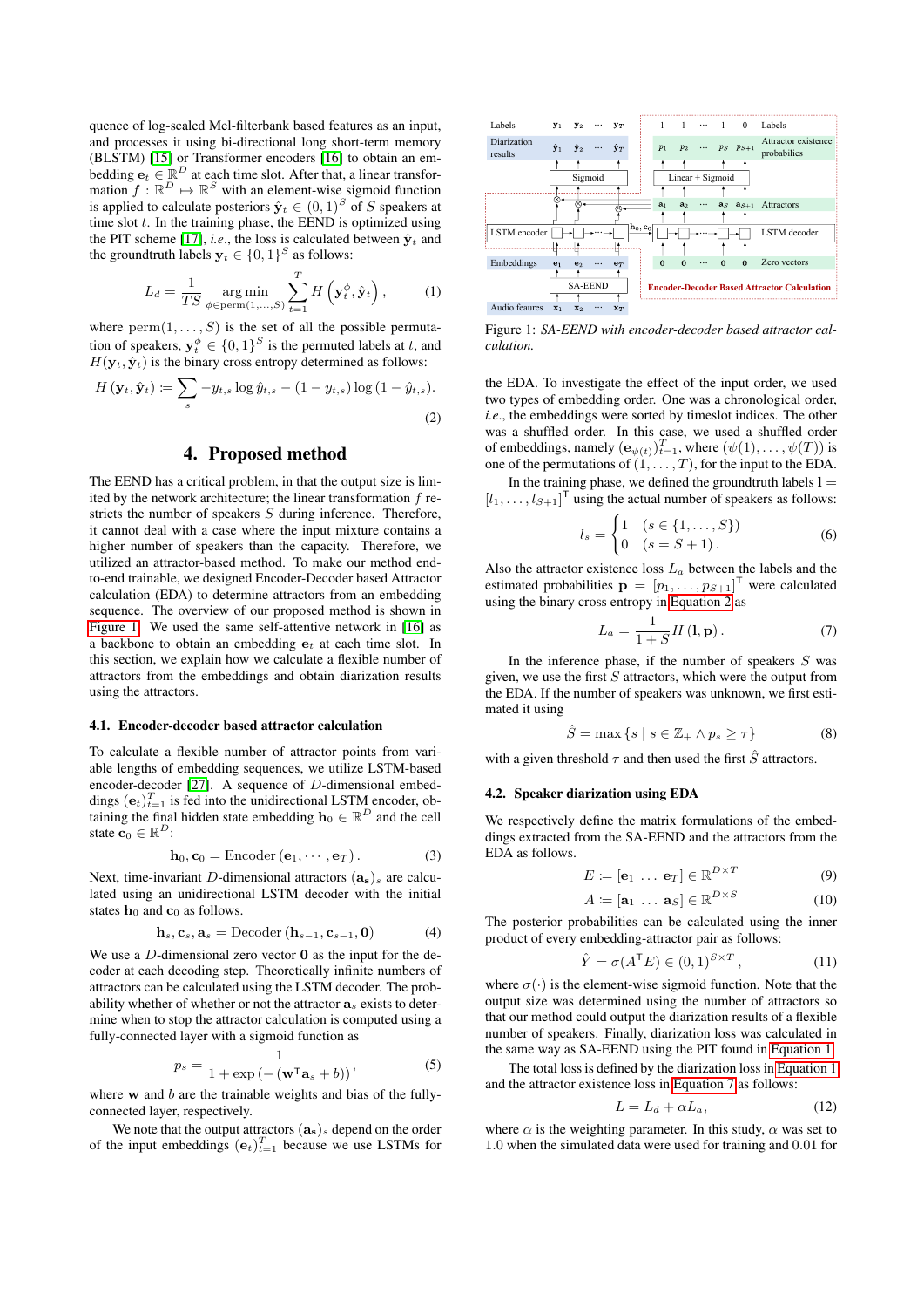quence of log-scaled Mel-filterbank based features as an input, and processes it using bi-directional long short-term memory (BLSTM) [15] or Transformer encoders [16] to obtain an embedding $\mathbf{e}_t \in \mathbb{R}^D$ at each time slot. After that, a linear transformation $f: \mathbb{R}^D \mapsto \mathbb{R}^S$ with an element-wise sigmoid function is applied to calculate posteriors $\hat{\mathbf{y}}_t \in (0,1)^S$ of $S$ speakers at time slot $t$. In the training phase, the EEND is optimized using the PIT scheme [17], *i.e.*, the loss is calculated between $\hat{\mathbf{y}}_t$ and the groundtruth labels $\mathbf{y}_t \in \{0,1\}^S$ as follows:

$$L_d = \frac{1}{TS} \mathop{\arg\min}_{\phi \in \text{perm}(1,\ldots,S)} \sum_{t=1}^{T} H\left(\mathbf{y}_t^\phi, \hat{\mathbf{y}}_t\right), \tag{1}$$

where $\text{perm}(1,\ldots,S)$ is the set of all the possible permutation of speakers, $\mathbf{y}_t^\phi \in \{0,1\}^S$ is the permuted labels at $t$, and $H(\mathbf{y}_t, \hat{\mathbf{y}}_t)$ is the binary cross entropy determined as follows:

$$H\left(\mathbf{y}_t, \hat{\mathbf{y}}_t\right) := \sum_s -y_{t,s} \log \hat{y}_{t,s} - (1 - y_{t,s}) \log (1 - \hat{y}_{t,s}). \tag{2}$$

## 4. Proposed method

The EEND has a critical problem, in that the output size is limited by the network architecture; the linear transformation $f$ restricts the number of speakers $S$ during inference. Therefore, it cannot deal with a case where the input mixture contains a higher number of speakers than the capacity. Therefore, we utilized an attractor-based method. To make our method end-to-end trainable, we designed Encoder-Decoder based Attractor calculation (EDA) to determine attractors from an embedding sequence. The overview of our proposed method is shown in Figure 1. We used the same self-attentive network in [16] as a backbone to obtain an embedding $\mathbf{e}_t$ at each time slot. In this section, we explain how we calculate a flexible number of attractors from the embeddings and obtain diarization results using the attractors.

### 4.1. Encoder-decoder based attractor calculation

To calculate a flexible number of attractor points from variable lengths of embedding sequences, we utilize LSTM-based encoder-decoder [27]. A sequence of $D$-dimensional embeddings $(\mathbf{e}_t)_{t=1}^T$ is fed into the unidirectional LSTM encoder, obtaining the final hidden state embedding $\mathbf{h}_0 \in \mathbb{R}^D$ and the cell state $\mathbf{c}_0 \in \mathbb{R}^D$:

$$\mathbf{h}_0, \mathbf{c}_0 = \text{Encoder}\left(\mathbf{e}_1, \cdots, \mathbf{e}_T\right). \tag{3}$$

Next, time-invariant $D$-dimensional attractors $(\mathbf{a}_s)_s$ are calculated using an unidirectional LSTM decoder with the initial states $\mathbf{h}_0$ and $\mathbf{c}_0$ as follows.

$$\mathbf{h}_s, \mathbf{c}_s, \mathbf{a}_s = \text{Decoder}\left(\mathbf{h}_{s-1}, \mathbf{c}_{s-1}, \mathbf{0}\right) \tag{4}$$

We use a $D$-dimensional zero vector $\mathbf{0}$ as the input for the decoder at each decoding step. Theoretically infinite numbers of attractors can be calculated using the LSTM decoder. The probability whether of whether or not the attractor $\mathbf{a}_s$ exists to determine when to stop the attractor calculation is computed using a fully-connected layer with a sigmoid function as

$$p_s = \frac{1}{1 + \exp\left(-\left(\mathbf{w}^\mathsf{T}\mathbf{a}_s + b\right)\right)}, \tag{5}$$

where $\mathbf{w}$ and $b$ are the trainable weights and bias of the fully-connected layer, respectively.

We note that the output attractors $(\mathbf{a}_s)_s$ depend on the order of the input embeddings $(\mathbf{e}_t)_{t=1}^T$ because we use LSTMs for the EDA. To investigate the effect of the input order, we used two types of embedding order. One was a chronological order, *i.e.*, the embeddings were sorted by timeslot indices. The other was a shuffled order. In this case, we used a shuffled order of embeddings, namely $(\mathbf{e}_{\psi(t)})_{t=1}^T$, where $(\psi(1),\ldots,\psi(T))$ is one of the permutations of $(1,\ldots,T)$, for the input to the EDA.

Figure 1: *SA-EEND with encoder-decoder based attractor calculation.*

In the training phase, we defined the groundtruth labels $\mathbf{l} = [l_1,\ldots,l_{S+1}]^\mathsf{T}$ using the actual number of speakers as follows:

$$l_s = \begin{cases} 1 & (s \in \{1,\ldots,S\}) \\ 0 & (s = S+1) \end{cases}. \tag{6}$$

Also the attractor existence loss $L_a$ between the labels and the estimated probabilities $\mathbf{p} = [p_1,\ldots,p_{S+1}]^\mathsf{T}$ were calculated using the binary cross entropy in Equation 2 as

$$L_a = \frac{1}{1+S} H\left(\mathbf{l}, \mathbf{p}\right). \tag{7}$$

In the inference phase, if the number of speakers $S$ was given, we use the first $S$ attractors, which were the output from the EDA. If the number of speakers was unknown, we first estimated it using

$$\hat{S} = \max\left\{s \mid s \in \mathbb{Z}_+ \land p_s \geq \tau\right\} \tag{8}$$

with a given threshold $\tau$ and then used the first $\hat{S}$ attractors.

### 4.2. Speaker diarization using EDA

We respectively define the matrix formulations of the embeddings extracted from the SA-EEND and the attractors from the EDA as follows.

$$E := \left[\mathbf{e}_1 \ \ldots \ \mathbf{e}_T\right] \in \mathbb{R}^{D \times T} \tag{9}$$

$$A := \left[\mathbf{a}_1 \ \ldots \ \mathbf{a}_S\right] \in \mathbb{R}^{D \times S} \tag{10}$$

The posterior probabilities can be calculated using the inner product of every embedding-attractor pair as follows:

$$\hat{Y} = \sigma(A^\mathsf{T} E) \in (0,1)^{S \times T}, \tag{11}$$

where $\sigma(\cdot)$ is the element-wise sigmoid function. Note that the output size was determined using the number of attractors so that our method could output the diarization results of a flexible number of speakers. Finally, diarization loss was calculated in the same way as SA-EEND using the PIT found in Equation 1.

The total loss is defined by the diarization loss in Equation 1 and the attractor existence loss in Equation 7 as follows:

$$L = L_d + \alpha L_a, \tag{12}$$

where $\alpha$ is the weighting parameter. In this study, $\alpha$ was set to 1.0 when the simulated data were used for training and 0.01 for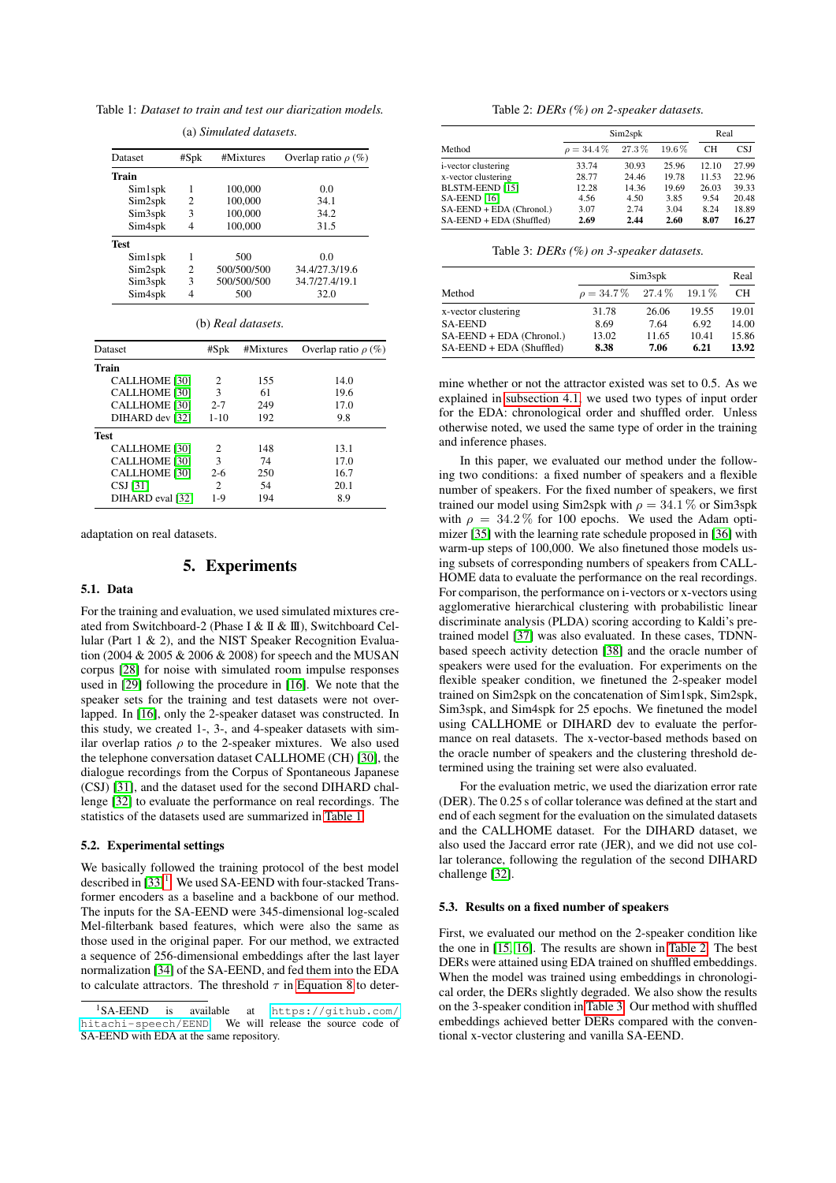Table 1: *Dataset to train and test our diarization models.*

(a) *Simulated datasets.*

| Dataset | #Spk | #Mixtures | Overlap ratio $\rho$ (%) |
|---|---|---|---|
| **Train** | | | |
| Sim1spk | 1 | 100,000 | 0.0 |
| Sim2spk | 2 | 100,000 | 34.1 |
| Sim3spk | 3 | 100,000 | 34.2 |
| Sim4spk | 4 | 100,000 | 31.5 |
| **Test** | | | |
| Sim1spk | 1 | 500 | 0.0 |
| Sim2spk | 2 | 500/500/500 | 34.4/27.3/19.6 |
| Sim3spk | 3 | 500/500/500 | 34.7/27.4/19.1 |
| Sim4spk | 4 | 500 | 32.0 |

(b) *Real datasets.*

| Dataset | #Spk | #Mixtures | Overlap ratio $\rho$ (%) |
|---|---|---|---|
| **Train** | | | |
| CALLHOME [30] | 2 | 155 | 14.0 |
| CALLHOME [30] | 3 | 61 | 19.6 |
| CALLHOME [30] | 2-7 | 249 | 17.0 |
| DIHARD dev [32] | 1-10 | 192 | 9.8 |
| **Test** | | | |
| CALLHOME [30] | 2 | 148 | 13.1 |
| CALLHOME [30] | 3 | 74 | 17.0 |
| CALLHOME [30] | 2-6 | 250 | 16.7 |
| CSJ [31] | 2 | 54 | 20.1 |
| DIHARD eval [32] | 1-9 | 194 | 8.9 |

adaptation on real datasets.

# 5. Experiments

## 5.1. Data

For the training and evaluation, we used simulated mixtures created from Switchboard-2 (Phase I & II & III), Switchboard Cellular (Part 1 & 2), and the NIST Speaker Recognition Evaluation (2004 & 2005 & 2006 & 2008) for speech and the MUSAN corpus [28] for noise with simulated room impulse responses used in [29] following the procedure in [16]. We note that the speaker sets for the training and test datasets were not overlapped. In [16], only the 2-speaker dataset was constructed. In this study, we created 1-, 3-, and 4-speaker datasets with similar overlap ratios $\rho$ to the 2-speaker mixtures. We also used the telephone conversation dataset CALLHOME (CH) [30], the dialogue recordings from the Corpus of Spontaneous Japanese (CSJ) [31], and the dataset used for the second DIHARD challenge [32] to evaluate the performance on real recordings. The statistics of the datasets used are summarized in Table 1.

## 5.2. Experimental settings

We basically followed the training protocol of the best model described in [33][1]. We used SA-EEND with four-stacked Transformer encoders as a baseline and a backbone of our method. The inputs for the SA-EEND were 345-dimensional log-scaled Mel-filterbank based features, which were also the same as those used in the original paper. For our method, we extracted a sequence of 256-dimensional embeddings after the last layer normalization [34] of the SA-EEND, and fed them into the EDA to calculate attractors. The threshold $\tau$ in Equation 8 to determine whether or not the attractor existed was set to 0.5. As we explained in subsection 4.1, we used two types of input order for the EDA: chronological order and shuffled order. Unless otherwise noted, we used the same type of order in the training and inference phases.

In this paper, we evaluated our method under the following two conditions: a fixed number of speakers and a flexible number of speakers. For the fixed number of speakers, we first trained our model using Sim2spk with $\rho = 34.1\,\%$ or Sim3spk with $\rho = 34.2\,\%$ for 100 epochs. We used the Adam optimizer [35] with the learning rate schedule proposed in [36] with warm-up steps of 100,000. We also finetuned those models using subsets of corresponding numbers of speakers from CALLHOME data to evaluate the performance on the real recordings. For comparison, the performance on i-vectors or x-vectors using agglomerative hierarchical clustering with probabilistic linear discriminate analysis (PLDA) scoring according to Kaldi's pretrained model [37] was also evaluated. In these cases, TDNN-based speech activity detection [38] and the oracle number of speakers were used for the evaluation. For experiments on the flexible speaker condition, we finetuned the 2-speaker model trained on Sim2spk on the concatenation of Sim1spk, Sim2spk, Sim3spk, and Sim4spk for 25 epochs. We finetuned the model using CALLHOME or DIHARD dev to evaluate the performance on real datasets. The x-vector-based methods based on the oracle number of speakers and the clustering threshold determined using the training set were also evaluated.

For the evaluation metric, we used the diarization error rate (DER). The 0.25 s of collar tolerance was defined at the start and end of each segment for the evaluation on the simulated datasets and the CALLHOME dataset. For the DIHARD dataset, we also used the Jaccard error rate (JER), and we did not use collar tolerance, following the regulation of the second DIHARD challenge [32].

[1] SA-EEND is available at https://github.com/hitachi-speech/EEND. We will release the source code of SA-EEND with EDA at the same repository.

Table 2: *DERs (%) on 2-speaker datasets.*

| Method | Sim2spk $\rho = 34.4\,\%$ | Sim2spk $27.3\,\%$ | Sim2spk $19.6\,\%$ | Real CH | Real CSJ |
|---|---|---|---|---|---|
| i-vector clustering | 33.74 | 30.93 | 25.96 | 12.10 | 27.99 |
| x-vector clustering | 28.77 | 24.46 | 19.78 | 11.53 | 22.96 |
| BLSTM-EEND [15] | 12.28 | 14.36 | 19.69 | 26.03 | 39.33 |
| SA-EEND [16] | 4.56 | 4.50 | 3.85 | 9.54 | 20.48 |
| SA-EEND + EDA (Chronol.) | 3.07 | 2.74 | 3.04 | 8.24 | 18.89 |
| SA-EEND + EDA (Shuffled) | **2.69** | **2.44** | **2.60** | **8.07** | **16.27** |

Table 3: *DERs (%) on 3-speaker datasets.*

| Method | Sim3spk $\rho = 34.7\,\%$ | Sim3spk $27.4\,\%$ | Sim3spk $19.1\,\%$ | Real CH |
|---|---|---|---|---|
| x-vector clustering | 31.78 | 26.06 | 19.55 | 19.01 |
| SA-EEND | 8.69 | 7.64 | 6.92 | 14.00 |
| SA-EEND + EDA (Chronol.) | 13.02 | 11.65 | 10.41 | 15.86 |
| SA-EEND + EDA (Shuffled) | **8.38** | **7.06** | **6.21** | **13.92** |

## 5.3. Results on a fixed number of speakers

First, we evaluated our method on the 2-speaker condition like the one in [15, 16]. The results are shown in Table 2. The best DERs were attained using EDA trained on shuffled embeddings. When the model was trained using embeddings in chronological order, the DERs slightly degraded. We also show the results on the 3-speaker condition in Table 3. Our method with shuffled embeddings achieved better DERs compared with the conventional x-vector clustering and vanilla SA-EEND.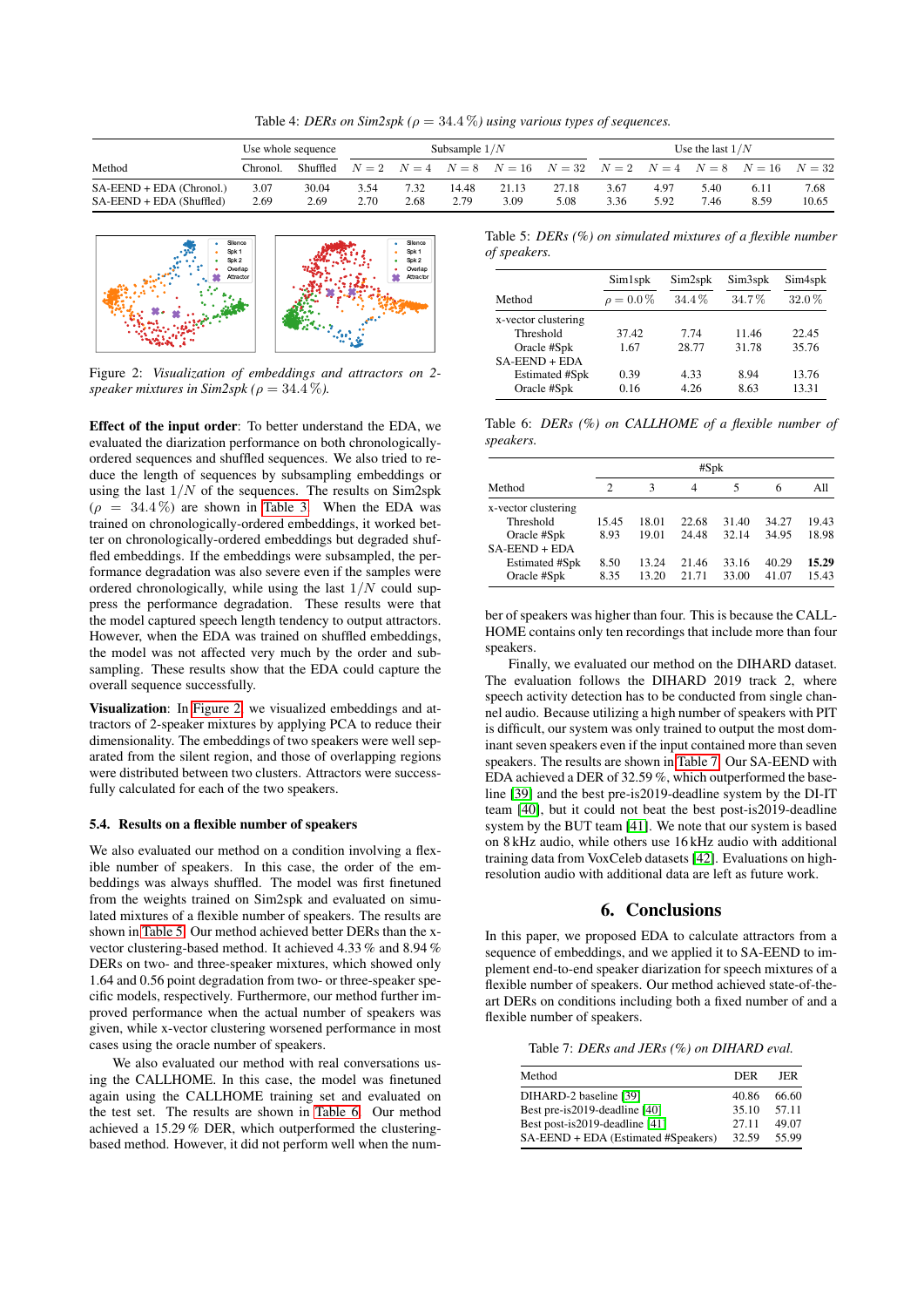Table 4: *DERs on Sim2spk ($\rho = 34.4\,\%$) using various types of sequences.*

| | Use whole sequence | | Subsample $1/N$ | | | | | Use the last $1/N$ | | | | |
|---|---|---|---|---|---|---|---|---|---|---|---|---|
| Method | Chronol. | Shuffled | $N=2$ | $N=4$ | $N=8$ | $N=16$ | $N=32$ | $N=2$ | $N=4$ | $N=8$ | $N=16$ | $N=32$ |
| SA-EEND + EDA (Chronol.) | 3.07 | 30.04 | 3.54 | 7.32 | 14.48 | 21.13 | 27.18 | 3.67 | 4.97 | 5.40 | 6.11 | 7.68 |
| SA-EEND + EDA (Shuffled) | 2.69 | 2.69 | 2.70 | 2.68 | 2.79 | 3.09 | 5.08 | 3.36 | 5.92 | 7.46 | 8.59 | 10.65 |

Figure 2: *Visualization of embeddings and attractors on 2-speaker mixtures in Sim2spk ($\rho = 34.4\,\%$).*

**Effect of the input order**: To better understand the EDA, we evaluated the diarization performance on both chronologically-ordered sequences and shuffled sequences. We also tried to reduce the length of sequences by subsampling embeddings or using the last $1/N$ of the sequences. The results on Sim2spk ($\rho = 34.4\,\%$) are shown in Table 3. When the EDA was trained on chronologically-ordered embeddings, it worked better on chronologically-ordered embeddings but degraded shuffled embeddings. If the embeddings were subsampled, the performance degradation was also severe even if the samples were ordered chronologically, while using the last $1/N$ could suppress the performance degradation. These results were that the model captured speech length tendency to output attractors. However, when the EDA was trained on shuffled embeddings, the model was not affected very much by the order and subsampling. These results show that the EDA could capture the overall sequence successfully.

**Visualization**: In Figure 2, we visualized embeddings and attractors of 2-speaker mixtures by applying PCA to reduce their dimensionality. The embeddings of two speakers were well separated from the silent region, and those of overlapping regions were distributed between two clusters. Attractors were successfully calculated for each of the two speakers.

### 5.4. Results on a flexible number of speakers

We also evaluated our method on a condition involving a flexible number of speakers. In this case, the order of the embeddings was always shuffled. The model was first finetuned from the weights trained on Sim2spk and evaluated on simulated mixtures of a flexible number of speakers. The results are shown in Table 5. Our method achieved better DERs than the x-vector clustering-based method. It achieved 4.33 % and 8.94 % DERs on two- and three-speaker mixtures, which showed only 1.64 and 0.56 point degradation from two- or three-speaker specific models, respectively. Furthermore, our method further improved performance when the actual number of speakers was given, while x-vector clustering worsened performance in most cases using the oracle number of speakers.

We also evaluated our method with real conversations using the CALLHOME. In this case, the model was finetuned again using the CALLHOME training set and evaluated on the test set. The results are shown in Table 6. Our method achieved a 15.29 % DER, which outperformed the clustering-based method. However, it did not perform well when the number of speakers was higher than four. This is because the CALLHOME contains only ten recordings that include more than four speakers.

Finally, we evaluated our method on the DIHARD dataset. The evaluation follows the DIHARD 2019 track 2, where speech activity detection has to be conducted from single channel audio. Because utilizing a high number of speakers with PIT is difficult, our system was only trained to output the most dominant seven speakers even if the input contained more than seven speakers. The results are shown in Table 7. Our SA-EEND with EDA achieved a DER of 32.59 %, which outperformed the baseline [39] and the best pre-is2019-deadline system by the DI-IT team [40], but it could not beat the best post-is2019-deadline system by the BUT team [41]. We note that our system is based on 8 kHz audio, while others use 16 kHz audio with additional training data from VoxCeleb datasets [42]. Evaluations on high-resolution audio with additional data are left as future work.

Table 5: *DERs (%) on simulated mixtures of a flexible number of speakers.*

| | Sim1spk | Sim2spk | Sim3spk | Sim4spk |
|---|---|---|---|---|
| Method | $\rho = 0.0\,\%$ | $34.4\,\%$ | $34.7\,\%$ | $32.0\,\%$ |
| x-vector clustering | | | | |
| Threshold | 37.42 | 7.74 | 11.46 | 22.45 |
| Oracle #Spk | 1.67 | 28.77 | 31.78 | 35.76 |
| SA-EEND + EDA | | | | |
| Estimated #Spk | 0.39 | 4.33 | 8.94 | 13.76 |
| Oracle #Spk | 0.16 | 4.26 | 8.63 | 13.31 |

Table 6: *DERs (%) on CALLHOME of a flexible number of speakers.*

| | #Spk | | | | | |
|---|---|---|---|---|---|---|
| Method | 2 | 3 | 4 | 5 | 6 | All |
| x-vector clustering | | | | | | |
| Threshold | 15.45 | 18.01 | 22.68 | 31.40 | 34.27 | 19.43 |
| Oracle #Spk | 8.93 | 19.01 | 24.48 | 32.14 | 34.95 | 18.98 |
| SA-EEND + EDA | | | | | | |
| Estimated #Spk | 8.50 | 13.24 | 21.46 | 33.16 | 40.29 | **15.29** |
| Oracle #Spk | 8.35 | 13.20 | 21.71 | 33.00 | 41.07 | 15.43 |

## 6. Conclusions

In this paper, we proposed EDA to calculate attractors from a sequence of embeddings, and we applied it to SA-EEND to implement end-to-end speaker diarization for speech mixtures of a flexible number of speakers. Our method achieved state-of-the-art DERs on conditions including both a fixed number of and a flexible number of speakers.

Table 7: *DERs and JERs (%) on DIHARD eval.*

| Method | DER | JER |
|---|---|---|
| DIHARD-2 baseline [39] | 40.86 | 66.60 |
| Best pre-is2019-deadline [40] | 35.10 | 57.11 |
| Best post-is2019-deadline [41] | 27.11 | 49.07 |
| SA-EEND + EDA (Estimated #Speakers) | 32.59 | 55.99 |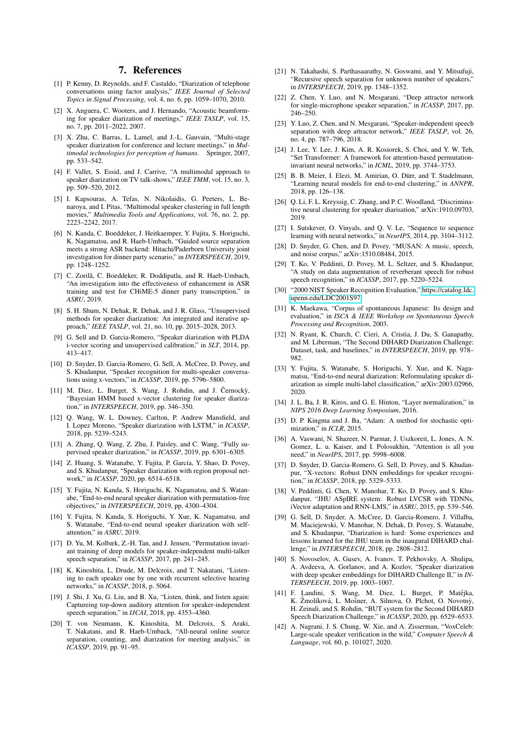## 7. References

[1] P. Kenny, D. Reynolds, and F. Castaldo, "Diarization of telephone conversations using factor analysis," *IEEE Journal of Selected Topics in Signal Processing*, vol. 4, no. 6, pp. 1059–1070, 2010.

[2] X. Anguera, C. Wooters, and J. Hernando, "Acoustic beamforming for speaker diarization of meetings," *IEEE TASLP*, vol. 15, no. 7, pp. 2011–2022, 2007.

[3] X. Zhu, C. Barras, L. Lamel, and J.-L. Gauvain, "Multi-stage speaker diarization for conference and lecture meetings," in *Multimodal technologies for perception of humans*. Springer, 2007, pp. 533–542.

[4] F. Vallet, S. Essid, and J. Carrive, "A multimodal approach to speaker diarization on TV talk-shows," *IEEE TMM*, vol. 15, no. 3, pp. 509–520, 2012.

[5] I. Kapsouras, A. Tefas, N. Nikolaidis, G. Peeters, L. Benaroya, and I. Pitas, "Multimodal speaker clustering in full length movies," *Multimedia Tools and Applications*, vol. 76, no. 2, pp. 2223–2242, 2017.

[6] N. Kanda, C. Boeddeker, J. Heitkaemper, Y. Fujita, S. Horiguchi, K. Nagamatsu, and R. Haeb-Umbach, "Guided source separation meets a strong ASR backend: Hitachi/Paderborn University joint investigation for dinner party scenario," in *INTERSPEECH*, 2019, pp. 1248–1252.

[7] C. Zorilă, C. Boeddeker, R. Doddipatla, and R. Haeb-Umbach, "An investigation into the effectiveness of enhancement in ASR training and test for CHiME-5 dinner party transcription," in *ASRU*, 2019.

[8] S. H. Shum, N. Dehak, R. Dehak, and J. R. Glass, "Unsupervised methods for speaker diarization: An integrated and iterative approach," *IEEE TASLP*, vol. 21, no. 10, pp. 2015–2028, 2013.

[9] G. Sell and D. Garcia-Romero, "Speaker diarization with PLDA i-vector scoring and unsupervised calibration," in *SLT*, 2014, pp. 413–417.

[10] D. Snyder, D. Garcia-Romero, G. Sell, A. McCree, D. Povey, and S. Khudanpur, "Speaker recognition for multi-speaker conversations using x-vectors," in *ICASSP*, 2019, pp. 5796–5800.

[11] M. Diez, L. Burget, S. Wang, J. Rohdin, and J. Černockỳ, "Bayesian HMM based x-vector clustering for speaker diarization," in *INTERSPEECH*, 2019, pp. 346–350.

[12] Q. Wang, W. L. Downey, Carlton, P. Andrew Mansfield, and I. Lopez Moreno, "Speaker diarization with LSTM," in *ICASSP*, 2018, pp. 5239–5243.

[13] A. Zhang, Q. Wang, Z. Zhu, J. Paisley, and C. Wang, "Fully supervised speaker diarization," in *ICASSP*, 2019, pp. 6301–6305.

[14] Z. Huang, S. Watanabe, Y. Fujita, P. García, Y. Shao, D. Povey, and S. Khudanpur, "Speaker diarization with region proposal network," in *ICASSP*, 2020, pp. 6514–6518.

[15] Y. Fujita, N. Kanda, S. Horiguchi, K. Nagamatsu, and S. Watanabe, "End-to-end neural speaker diarization with permutation-free objectives," in *INTERSPEECH*, 2019, pp. 4300–4304.

[16] Y. Fujita, N. Kanda, S. Horiguchi, Y. Xue, K. Nagamatsu, and S. Watanabe, "End-to-end neural speaker diarization with self-attention," in *ASRU*, 2019.

[17] D. Yu, M. Kolbæk, Z.-H. Tan, and J. Jensen, "Permutation invariant training of deep models for speaker-independent multi-talker speech separation," in *ICASSP*, 2017, pp. 241–245.

[18] K. Kinoshita, L. Drude, M. Delcroix, and T. Nakatani, "Listening to each speaker one by one with recurrent selective hearing networks," in *ICASSP*, 2018, p. 5064.

[19] J. Shi, J. Xu, G. Liu, and B. Xu, "Listen, think, and listen again: Captureing top-down auditory attention for speaker-independent speech separation," in *IJCAI*, 2018, pp. 4353–4360.

[20] T. von Neumann, K. Kinoshita, M. Delcroix, S. Araki, T. Nakatani, and R. Haeb-Umback, "All-neural online source separation, counting, and diarization for meeting analysis," in *ICASSP*, 2019, pp. 91–95.

[21] N. Takahashi, S. Parthasaarathy, N. Goswami, and Y. Mitsufuji, "Recursive speech separation for unknown number of speakers," in *INTERSPEECH*, 2019, pp. 1348–1352.

[22] Z. Chen, Y. Luo, and N. Mesgarani, "Deep attractor network for single-microphone speaker separation," in *ICASSP*, 2017, pp. 246–250.

[23] Y. Luo, Z. Chen, and N. Mesgarani, "Speaker-independent speech separation with deep attractor network," *IEEE TASLP*, vol. 26, no. 4, pp. 787–796, 2018.

[24] J. Lee, Y. Lee, J. Kim, A. R. Kosiorek, S. Choi, and Y. W. Teh, "Set Transformer: A framework for attention-based permutation-invariant neural networks," in *ICML*, 2019, pp. 3744–3753.

[25] B. B. Meier, I. Elezi, M. Amirian, O. Dürr, and T. Stadelmann, "Learning neural models for end-to-end clustering," in *ANNPR*, 2018, pp. 126–138.

[26] Q. Li, F. L. Kreyssig, C. Zhang, and P. C. Woodland, "Discriminative neural clustering for speaker diarisation," arXiv:1910.09703, 2019.

[27] I. Sutskever, O. Vinyals, and Q. V. Le, "Sequence to sequence learning with neural networks," in *NeurIPS*, 2014, pp. 3104–3112.

[28] D. Snyder, G. Chen, and D. Povey, "MUSAN: A music, speech, and noise corpus," arXiv:1510.08484, 2015.

[29] T. Ko, V. Peddinti, D. Povey, M. L. Seltzer, and S. Khudanpur, "A study on data augmentation of reverberant speech for robust speech recognition," in *ICASSP*, 2017, pp. 5220–5224.

[30] "2000 NIST Speaker Recognition Evaluation," https://catalog.ldc.upenn.edu/LDC2001S97.

[31] K. Maekawa, "Corpus of spontaneous Japanese: Its design and evaluation," in *ISCA & IEEE Workshop on Spontaneous Speech Processing and Recognition*, 2003.

[32] N. Ryant, K. Church, C. Cieri, A. Cristia, J. Du, S. Ganapathy, and M. Liberman, "The Second DIHARD Diarization Challenge: Dataset, task, and baselines," in *INTERSPEECH*, 2019, pp. 978–982.

[33] Y. Fujita, S. Watanabe, S. Horiguchi, Y. Xue, and K. Nagamatsu, "End-to-end neural diarization: Reformulating speaker diarization as simple multi-label classification," arXiv:2003.02966, 2020.

[34] J. L. Ba, J. R. Kiros, and G. E. Hinton, "Layer normalization," in *NIPS 2016 Deep Learning Symposium*, 2016.

[35] D. P. Kingma and J. Ba, "Adam: A method for stochastic optimization," in *ICLR*, 2015.

[36] A. Vaswani, N. Shazeer, N. Parmar, J. Uszkoreit, L. Jones, A. N. Gomez, L. u. Kaiser, and I. Polosukhin, "Attention is all you need," in *NeurIPS*, 2017, pp. 5998–6008.

[37] D. Snyder, D. Garcia-Romero, G. Sell, D. Povey, and S. Khudanpur, "X-vectors: Robust DNN embeddings for speaker recognition," in *ICASSP*, 2018, pp. 5329–5333.

[38] V. Peddinti, G. Chen, V. Manohar, T. Ko, D. Povey, and S. Khudanpur, "JHU ASpIRE system: Robust LVCSR with TDNNs, iVector adaptation and RNN-LMS," in *ASRU*, 2015, pp. 539–546.

[39] G. Sell, D. Snyder, A. McCree, D. Garcia-Romero, J. Villalba, M. Maciejewski, V. Manohar, N. Dehak, D. Povey, S. Watanabe, and S. Khudanpur, "Diarization is hard: Some experiences and lessons learned for the JHU team in the inaugural DIHARD challenge," in *INTERSPEECH*, 2018, pp. 2808–2812.

[40] S. Novoselov, A. Gusev, A. Ivanov, T. Pekhovsky, A. Shulipa, A. Avdeeva, A. Gorlanov, and A. Kozlov, "Speaker diarization with deep speaker embeddings for DIHARD Challenge II," in *INTERSPEECH*, 2019, pp. 1003–1007.

[41] F. Landini, S. Wang, M. Diez, L. Burget, P. Matějka, K. Žmolíková, L. Mošner, A. Silnova, O. Plchot, O. Novotnỳ, H. Zeinali, and S. Rohdin, "BUT system for the Second DIHARD Speech Diarization Challenge," in *ICASSP*, 2020, pp. 6529–6533.

[42] A. Nagrani, J. S. Chung, W. Xie, and A. Zisserman, "VoxCeleb: Large-scale speaker verification in the wild," *Computer Speech & Language*, vol. 60, p. 101027, 2020.